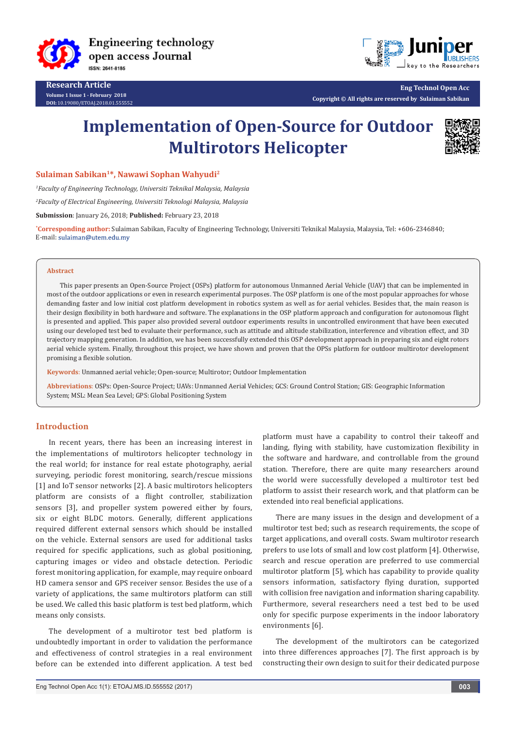Research Article

# Implementation of Open-Source for Outdoor Multirotors Helicopter

**Sulaiman Sabikan[1]*, Nawawi Sophan Wahyudi[2]**

[1]*Faculty of Engineering Technology, Universiti Teknikal Malaysia, Malaysia*

[2]*Faculty of Electrical Engineering, Universiti Teknologi Malaysia, Malaysia*

**Submission**: January 26, 2018; **Published:** February 23, 2018

***Corresponding author:** Sulaiman Sabikan, Faculty of Engineering Technology, Universiti Teknikal Malaysia, Malaysia, Tel: +606-2346840; E-mail: sulaiman@utem.edu.my

## Abstract

This paper presents an Open-Source Project (OSPs) platform for autonomous Unmanned Aerial Vehicle (UAV) that can be implemented in most of the outdoor applications or even in research experimental purposes. The OSP platform is one of the most popular approaches for whose demanding faster and low initial cost platform development in robotics system as well as for aerial vehicles. Besides that, the main reason is their design flexibility in both hardware and software. The explanations in the OSP platform approach and configuration for autonomous flight is presented and applied. This paper also provided several outdoor experiments results in uncontrolled environment that have been executed using our developed test bed to evaluate their performance, such as attitude and altitude stabilization, interference and vibration effect, and 3D trajectory mapping generation. In addition, we has been successfully extended this OSP development approach in preparing six and eight rotors aerial vehicle system. Finally, throughout this project, we have shown and proven that the OPSs platform for outdoor multirotor development promising a flexible solution.

**Keywords**: Unmanned aerial vehicle; Open-source; Multirotor; Outdoor Implementation

**Abbreviations**: OSPs: Open-Source Project; UAVs: Unmanned Aerial Vehicles; GCS: Ground Control Station; GIS: Geographic Information System; MSL: Mean Sea Level; GPS: Global Positioning System

## Introduction

In recent years, there has been an increasing interest in the implementations of multirotors helicopter technology in the real world; for instance for real estate photography, aerial surveying, periodic forest monitoring, search/rescue missions [1] and IoT sensor networks [2]. A basic multirotors helicopters platform are consists of a flight controller, stabilization sensors [3], and propeller system powered either by fours, six or eight BLDC motors. Generally, different applications required different external sensors which should be installed on the vehicle. External sensors are used for additional tasks required for specific applications, such as global positioning, capturing images or video and obstacle detection. Periodic forest monitoring application, for example, may require onboard HD camera sensor and GPS receiver sensor. Besides the use of a variety of applications, the same multirotors platform can still be used. We called this basic platform is test bed platform, which means only consists.

The development of a multirotor test bed platform is undoubtedly important in order to validation the performance and effectiveness of control strategies in a real environment before can be extended into different application. A test bed platform must have a capability to control their takeoff and landing, flying with stability, have customization flexibility in the software and hardware, and controllable from the ground station. Therefore, there are quite many researchers around the world were successfully developed a multirotor test bed platform to assist their research work, and that platform can be extended into real beneficial applications.

There are many issues in the design and development of a multirotor test bed; such as research requirements, the scope of target applications, and overall costs. Swam multirotor research prefers to use lots of small and low cost platform [4]. Otherwise, search and rescue operation are preferred to use commercial multirotor platform [5], which has capability to provide quality sensors information, satisfactory flying duration, supported with collision free navigation and information sharing capability. Furthermore, several researchers need a test bed to be used only for specific purpose experiments in the indoor laboratory environments [6].

The development of the multirotors can be categorized into three differences approaches [7]. The first approach is by constructing their own design to suit for their dedicated purpose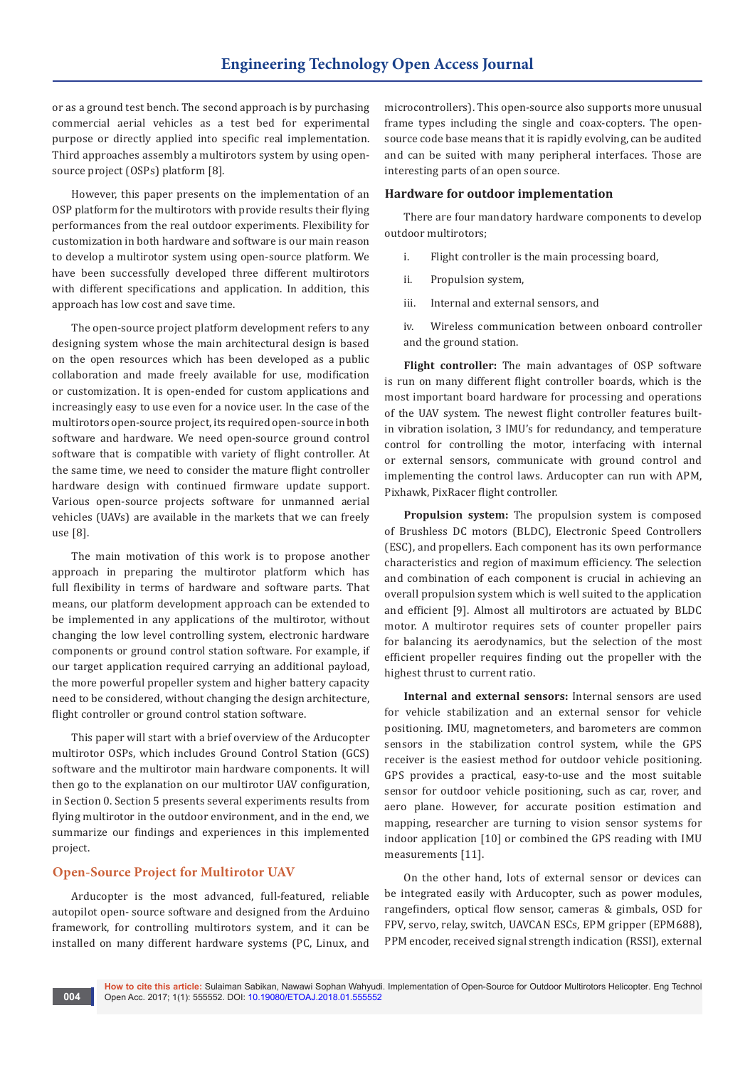or as a ground test bench. The second approach is by purchasing commercial aerial vehicles as a test bed for experimental purpose or directly applied into specific real implementation. Third approaches assembly a multirotors system by using open-source project (OSPs) platform [8].

However, this paper presents on the implementation of an OSP platform for the multirotors with provide results their flying performances from the real outdoor experiments. Flexibility for customization in both hardware and software is our main reason to develop a multirotor system using open-source platform. We have been successfully developed three different multirotors with different specifications and application. In addition, this approach has low cost and save time.

The open-source project platform development refers to any designing system whose the main architectural design is based on the open resources which has been developed as a public collaboration and made freely available for use, modification or customization. It is open-ended for custom applications and increasingly easy to use even for a novice user. In the case of the multirotors open-source project, its required open-source in both software and hardware. We need open-source ground control software that is compatible with variety of flight controller. At the same time, we need to consider the mature flight controller hardware design with continued firmware update support. Various open-source projects software for unmanned aerial vehicles (UAVs) are available in the markets that we can freely use [8].

The main motivation of this work is to propose another approach in preparing the multirotor platform which has full flexibility in terms of hardware and software parts. That means, our platform development approach can be extended to be implemented in any applications of the multirotor, without changing the low level controlling system, electronic hardware components or ground control station software. For example, if our target application required carrying an additional payload, the more powerful propeller system and higher battery capacity need to be considered, without changing the design architecture, flight controller or ground control station software.

This paper will start with a brief overview of the Arducopter multirotor OSPs, which includes Ground Control Station (GCS) software and the multirotor main hardware components. It will then go to the explanation on our multirotor UAV configuration, in Section 0. Section 5 presents several experiments results from flying multirotor in the outdoor environment, and in the end, we summarize our findings and experiences in this implemented project.

## Open-Source Project for Multirotor UAV

Arducopter is the most advanced, full-featured, reliable autopilot open- source software and designed from the Arduino framework, for controlling multirotors system, and it can be installed on many different hardware systems (PC, Linux, and microcontrollers). This open-source also supports more unusual frame types including the single and coax-copters. The open-source code base means that it is rapidly evolving, can be audited and can be suited with many peripheral interfaces. Those are interesting parts of an open source.

### Hardware for outdoor implementation

There are four mandatory hardware components to develop outdoor multirotors;

i. Flight controller is the main processing board,

ii. Propulsion system,

iii. Internal and external sensors, and

iv. Wireless communication between onboard controller and the ground station.

**Flight controller:** The main advantages of OSP software is run on many different flight controller boards, which is the most important board hardware for processing and operations of the UAV system. The newest flight controller features built-in vibration isolation, 3 IMU's for redundancy, and temperature control for controlling the motor, interfacing with internal or external sensors, communicate with ground control and implementing the control laws. Arducopter can run with APM, Pixhawk, PixRacer flight controller.

**Propulsion system:** The propulsion system is composed of Brushless DC motors (BLDC), Electronic Speed Controllers (ESC), and propellers. Each component has its own performance characteristics and region of maximum efficiency. The selection and combination of each component is crucial in achieving an overall propulsion system which is well suited to the application and efficient [9]. Almost all multirotors are actuated by BLDC motor. A multirotor requires sets of counter propeller pairs for balancing its aerodynamics, but the selection of the most efficient propeller requires finding out the propeller with the highest thrust to current ratio.

**Internal and external sensors:** Internal sensors are used for vehicle stabilization and an external sensor for vehicle positioning. IMU, magnetometers, and barometers are common sensors in the stabilization control system, while the GPS receiver is the easiest method for outdoor vehicle positioning. GPS provides a practical, easy-to-use and the most suitable sensor for outdoor vehicle positioning, such as car, rover, and aero plane. However, for accurate position estimation and mapping, researcher are turning to vision sensor systems for indoor application [10] or combined the GPS reading with IMU measurements [11].

On the other hand, lots of external sensor or devices can be integrated easily with Arducopter, such as power modules, rangefinders, optical flow sensor, cameras & gimbals, OSD for FPV, servo, relay, switch, UAVCAN ESCs, EPM gripper (EPM688), PPM encoder, received signal strength indication (RSSI), external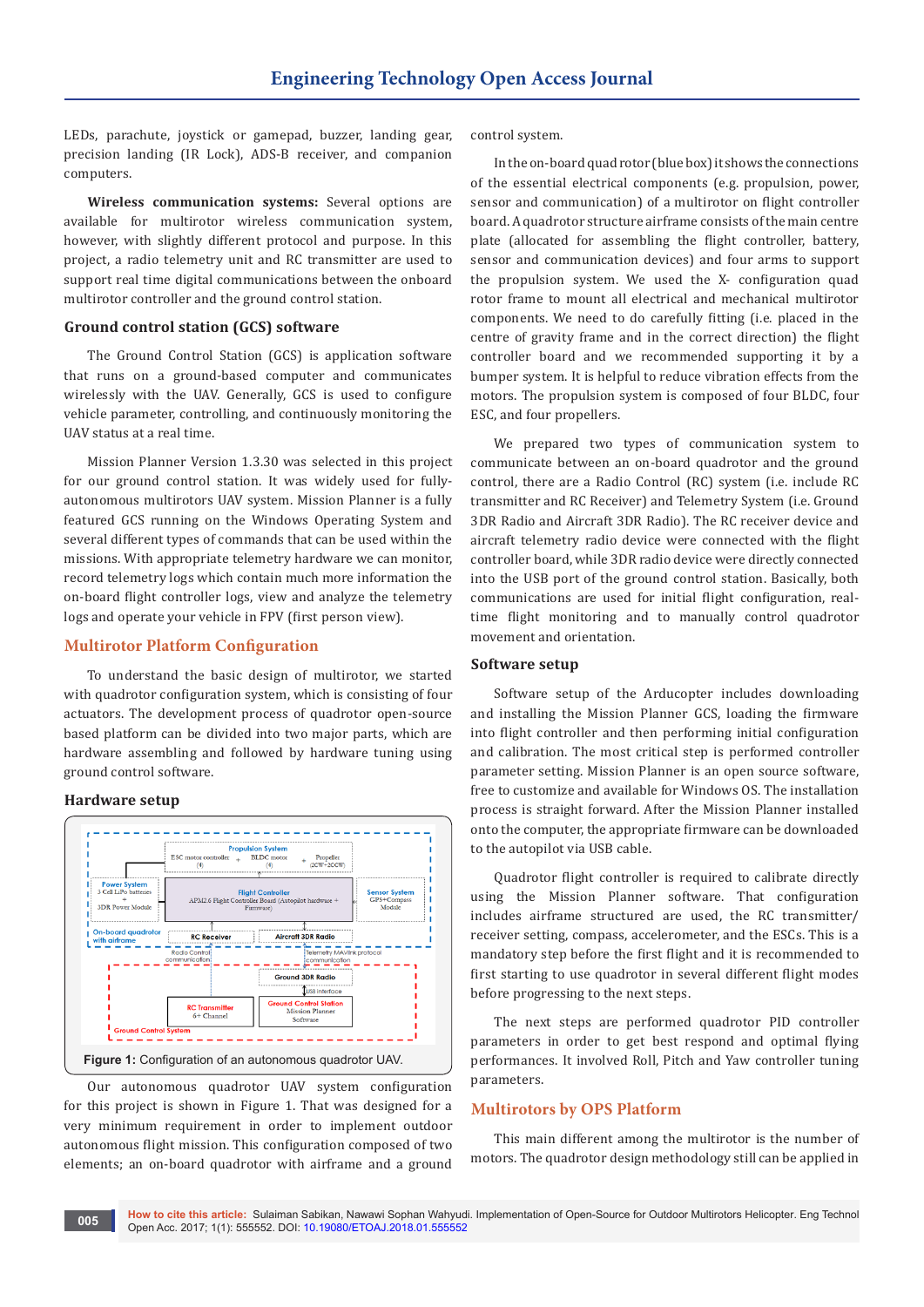LEDs, parachute, joystick or gamepad, buzzer, landing gear, precision landing (IR Lock), ADS-B receiver, and companion computers.

**Wireless communication systems:** Several options are available for multirotor wireless communication system, however, with slightly different protocol and purpose. In this project, a radio telemetry unit and RC transmitter are used to support real time digital communications between the onboard multirotor controller and the ground control station.

### Ground control station (GCS) software

The Ground Control Station (GCS) is application software that runs on a ground-based computer and communicates wirelessly with the UAV. Generally, GCS is used to configure vehicle parameter, controlling, and continuously monitoring the UAV status at a real time.

Mission Planner Version 1.3.30 was selected in this project for our ground control station. It was widely used for fully-autonomous multirotors UAV system. Mission Planner is a fully featured GCS running on the Windows Operating System and several different types of commands that can be used within the missions. With appropriate telemetry hardware we can monitor, record telemetry logs which contain much more information the on-board flight controller logs, view and analyze the telemetry logs and operate your vehicle in FPV (first person view).

## Multirotor Platform Configuration

To understand the basic design of multirotor, we started with quadrotor configuration system, which is consisting of four actuators. The development process of quadrotor open-source based platform can be divided into two major parts, which are hardware assembling and followed by hardware tuning using ground control software.

### Hardware setup

Figure 1: Configuration of an autonomous quadrotor UAV.

Our autonomous quadrotor UAV system configuration for this project is shown in Figure 1. That was designed for a very minimum requirement in order to implement outdoor autonomous flight mission. This configuration composed of two elements; an on-board quadrotor with airframe and a ground control system.

In the on-board quad rotor (blue box) it shows the connections of the essential electrical components (e.g. propulsion, power, sensor and communication) of a multirotor on flight controller board. A quadrotor structure airframe consists of the main centre plate (allocated for assembling the flight controller, battery, sensor and communication devices) and four arms to support the propulsion system. We used the X- configuration quad rotor frame to mount all electrical and mechanical multirotor components. We need to do carefully fitting (i.e. placed in the centre of gravity frame and in the correct direction) the flight controller board and we recommended supporting it by a bumper system. It is helpful to reduce vibration effects from the motors. The propulsion system is composed of four BLDC, four ESC, and four propellers.

We prepared two types of communication system to communicate between an on-board quadrotor and the ground control, there are a Radio Control (RC) system (i.e. include RC transmitter and RC Receiver) and Telemetry System (i.e. Ground 3DR Radio and Aircraft 3DR Radio). The RC receiver device and aircraft telemetry radio device were connected with the flight controller board, while 3DR radio device were directly connected into the USB port of the ground control station. Basically, both communications are used for initial flight configuration, real-time flight monitoring and to manually control quadrotor movement and orientation.

### Software setup

Software setup of the Arducopter includes downloading and installing the Mission Planner GCS, loading the firmware into flight controller and then performing initial configuration and calibration. The most critical step is performed controller parameter setting. Mission Planner is an open source software, free to customize and available for Windows OS. The installation process is straight forward. After the Mission Planner installed onto the computer, the appropriate firmware can be downloaded to the autopilot via USB cable.

Quadrotor flight controller is required to calibrate directly using the Mission Planner software. That configuration includes airframe structured are used, the RC transmitter/receiver setting, compass, accelerometer, and the ESCs. This is a mandatory step before the first flight and it is recommended to first starting to use quadrotor in several different flight modes before progressing to the next steps.

The next steps are performed quadrotor PID controller parameters in order to get best respond and optimal flying performances. It involved Roll, Pitch and Yaw controller tuning parameters.

## Multirotors by OPS Platform

This main different among the multirotor is the number of motors. The quadrotor design methodology still can be applied in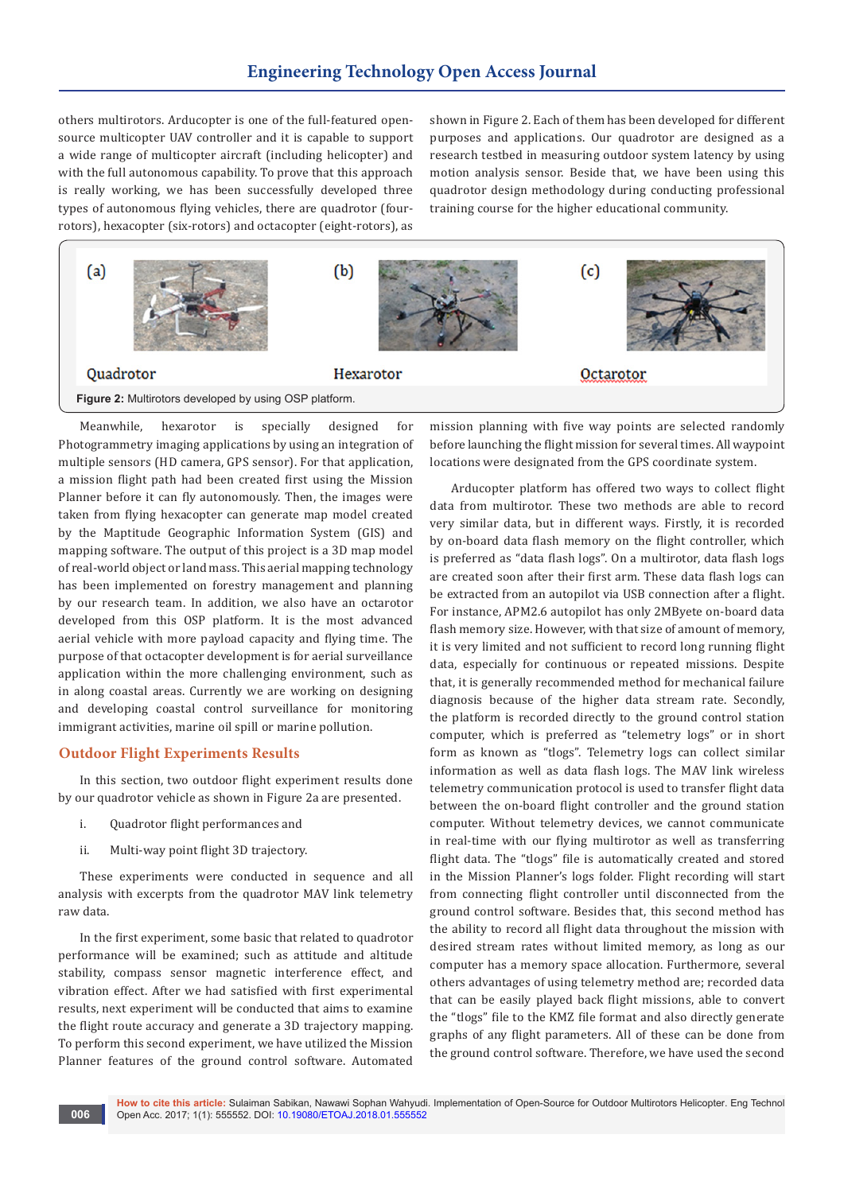others multirotors. Arducopter is one of the full-featured open-source multicopter UAV controller and it is capable to support a wide range of multicopter aircraft (including helicopter) and with the full autonomous capability. To prove that this approach is really working, we has been successfully developed three types of autonomous flying vehicles, there are quadrotor (four-rotors), hexacopter (six-rotors) and octacopter (eight-rotors), as shown in Figure 2. Each of them has been developed for different purposes and applications. Our quadrotor are designed as a research testbed in measuring outdoor system latency by using motion analysis sensor. Beside that, we have been using this quadrotor design methodology during conducting professional training course for the higher educational community.

(a) Quadrotor (b) Hexarotor (c) Octarotor

**Figure 2:** Multirotors developed by using OSP platform.

Meanwhile, hexarotor is specially designed for Photogrammetry imaging applications by using an integration of multiple sensors (HD camera, GPS sensor). For that application, a mission flight path had been created first using the Mission Planner before it can fly autonomously. Then, the images were taken from flying hexacopter can generate map model created by the Maptitude Geographic Information System (GIS) and mapping software. The output of this project is a 3D map model of real-world object or land mass. This aerial mapping technology has been implemented on forestry management and planning by our research team. In addition, we also have an octarotor developed from this OSP platform. It is the most advanced aerial vehicle with more payload capacity and flying time. The purpose of that octacopter development is for aerial surveillance application within the more challenging environment, such as in along coastal areas. Currently we are working on designing and developing coastal control surveillance for monitoring immigrant activities, marine oil spill or marine pollution.

## Outdoor Flight Experiments Results

In this section, two outdoor flight experiment results done by our quadrotor vehicle as shown in Figure 2a are presented.

i. Quadrotor flight performances and

ii. Multi-way point flight 3D trajectory.

These experiments were conducted in sequence and all analysis with excerpts from the quadrotor MAV link telemetry raw data.

In the first experiment, some basic that related to quadrotor performance will be examined; such as attitude and altitude stability, compass sensor magnetic interference effect, and vibration effect. After we had satisfied with first experimental results, next experiment will be conducted that aims to examine the flight route accuracy and generate a 3D trajectory mapping. To perform this second experiment, we have utilized the Mission Planner features of the ground control software. Automated mission planning with five way points are selected randomly before launching the flight mission for several times. All waypoint locations were designated from the GPS coordinate system.

Arducopter platform has offered two ways to collect flight data from multirotor. These two methods are able to record very similar data, but in different ways. Firstly, it is recorded by on-board data flash memory on the flight controller, which is preferred as "data flash logs". On a multirotor, data flash logs are created soon after their first arm. These data flash logs can be extracted from an autopilot via USB connection after a flight. For instance, APM2.6 autopilot has only 2MByete on-board data flash memory size. However, with that size of amount of memory, it is very limited and not sufficient to record long running flight data, especially for continuous or repeated missions. Despite that, it is generally recommended method for mechanical failure diagnosis because of the higher data stream rate. Secondly, the platform is recorded directly to the ground control station computer, which is preferred as "telemetry logs" or in short form as known as "tlogs". Telemetry logs can collect similar information as well as data flash logs. The MAV link wireless telemetry communication protocol is used to transfer flight data between the on-board flight controller and the ground station computer. Without telemetry devices, we cannot communicate in real-time with our flying multirotor as well as transferring flight data. The "tlogs" file is automatically created and stored in the Mission Planner's logs folder. Flight recording will start from connecting flight controller until disconnected from the ground control software. Besides that, this second method has the ability to record all flight data throughout the mission with desired stream rates without limited memory, as long as our computer has a memory space allocation. Furthermore, several others advantages of using telemetry method are; recorded data that can be easily played back flight missions, able to convert the "tlogs" file to the KMZ file format and also directly generate graphs of any flight parameters. All of these can be done from the ground control software. Therefore, we have used the second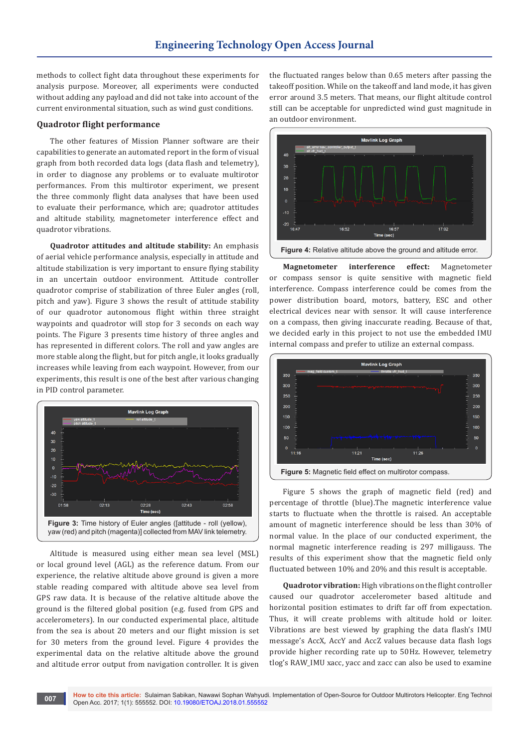methods to collect fight data throughout these experiments for analysis purpose. Moreover, all experiments were conducted without adding any payload and did not take into account of the current environmental situation, such as wind gust conditions.

### Quadrotor flight performance

The other features of Mission Planner software are their capabilities to generate an automated report in the form of visual graph from both recorded data logs (data flash and telemetry), in order to diagnose any problems or to evaluate multirotor performances. From this multirotor experiment, we present the three commonly flight data analyses that have been used to evaluate their performance, which are; quadrotor attitudes and altitude stability, magnetometer interference effect and quadrotor vibrations.

**Quadrotor attitudes and altitude stability:** An emphasis of aerial vehicle performance analysis, especially in attitude and altitude stabilization is very important to ensure flying stability in an uncertain outdoor environment. Attitude controller quadrotor comprise of stabilization of three Euler angles (roll, pitch and yaw). Figure 3 shows the result of attitude stability of our quadrotor autonomous flight within three straight waypoints and quadrotor will stop for 3 seconds on each way points. The Figure 3 presents time history of three angles and has represented in different colors. The roll and yaw angles are more stable along the flight, but for pitch angle, it looks gradually increases while leaving from each waypoint. However, from our experiments, this result is one of the best after various changing in PID control parameter.

**Figure 3:** Time history of Euler angles ([attitude - roll (yellow), yaw (red) and pitch (magenta)] collected from MAV link telemetry.

Altitude is measured using either mean sea level (MSL) or local ground level (AGL) as the reference datum. From our experience, the relative altitude above ground is given a more stable reading compared with altitude above sea level from GPS raw data. It is because of the relative altitude above the ground is the filtered global position (e.g. fused from GPS and accelerometers). In our conducted experimental place, altitude from the sea is about 20 meters and our flight mission is set for 30 meters from the ground level. Figure 4 provides the experimental data on the relative altitude above the ground and altitude error output from navigation controller. It is given the fluctuated ranges below than 0.65 meters after passing the takeoff position. While on the takeoff and land mode, it has given error around 3.5 meters. That means, our flight altitude control still can be acceptable for unpredicted wind gust magnitude in an outdoor environment.

**Figure 4:** Relative altitude above the ground and altitude error.

**Magnetometer interference effect:** Magnetometer or compass sensor is quite sensitive with magnetic field interference. Compass interference could be comes from the power distribution board, motors, battery, ESC and other electrical devices near with sensor. It will cause interference on a compass, then giving inaccurate reading. Because of that, we decided early in this project to not use the embedded IMU internal compass and prefer to utilize an external compass.

**Figure 5:** Magnetic field effect on multirotor compass.

Figure 5 shows the graph of magnetic field (red) and percentage of throttle (blue).The magnetic interference value starts to fluctuate when the throttle is raised. An acceptable amount of magnetic interference should be less than 30% of normal value. In the place of our conducted experiment, the normal magnetic interference reading is 297 milligauss. The results of this experiment show that the magnetic field only fluctuated between 10% and 20% and this result is acceptable.

**Quadrotor vibration:** High vibrations on the flight controller caused our quadrotor accelerometer based altitude and horizontal position estimates to drift far off from expectation. Thus, it will create problems with altitude hold or loiter. Vibrations are best viewed by graphing the data flash's IMU message's AccX, AccY and AccZ values because data flash logs provide higher recording rate up to 50Hz. However, telemetry tlog's RAW_IMU xacc, yacc and zacc can also be used to examine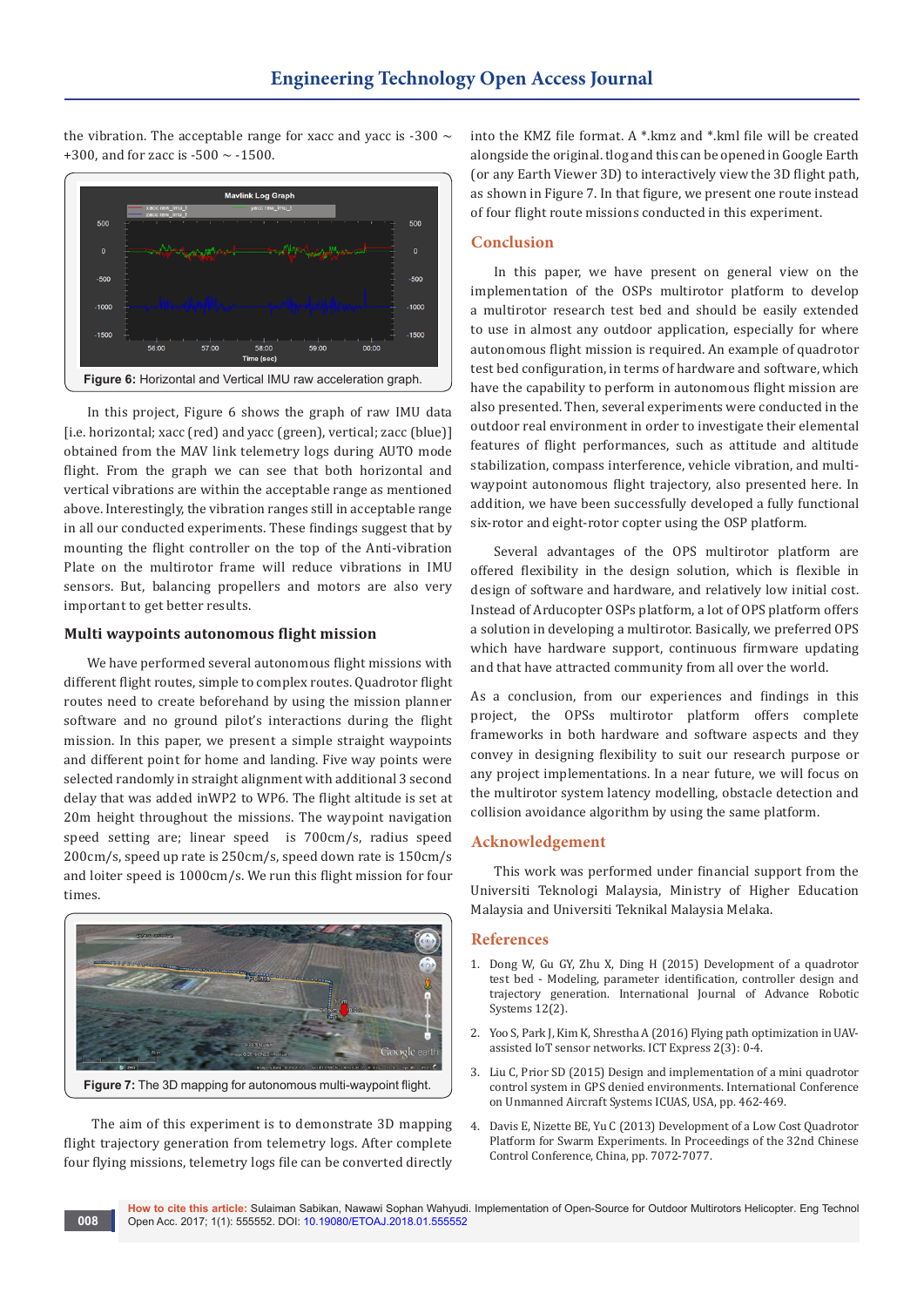the vibration. The acceptable range for xacc and yacc is -300 ~ +300, and for zacc is -500 ~ -1500.

**Figure 6:** Horizontal and Vertical IMU raw acceleration graph.

In this project, Figure 6 shows the graph of raw IMU data [i.e. horizontal; xacc (red) and yacc (green), vertical; zacc (blue)] obtained from the MAV link telemetry logs during AUTO mode flight. From the graph we can see that both horizontal and vertical vibrations are within the acceptable range as mentioned above. Interestingly, the vibration ranges still in acceptable range in all our conducted experiments. These findings suggest that by mounting the flight controller on the top of the Anti-vibration Plate on the multirotor frame will reduce vibrations in IMU sensors. But, balancing propellers and motors are also very important to get better results.

### Multi waypoints autonomous flight mission

We have performed several autonomous flight missions with different flight routes, simple to complex routes. Quadrotor flight routes need to create beforehand by using the mission planner software and no ground pilot's interactions during the flight mission. In this paper, we present a simple straight waypoints and different point for home and landing. Five way points were selected randomly in straight alignment with additional 3 second delay that was added inWP2 to WP6. The flight altitude is set at 20m height throughout the missions. The waypoint navigation speed setting are; linear speed is 700cm/s, radius speed 200cm/s, speed up rate is 250cm/s, speed down rate is 150cm/s and loiter speed is 1000cm/s. We run this flight mission for four times.

**Figure 7:** The 3D mapping for autonomous multi-waypoint flight.

The aim of this experiment is to demonstrate 3D mapping flight trajectory generation from telemetry logs. After complete four flying missions, telemetry logs file can be converted directly into the KMZ file format. A *.kmz and *.kml file will be created alongside the original. tlog and this can be opened in Google Earth (or any Earth Viewer 3D) to interactively view the 3D flight path, as shown in Figure 7. In that figure, we present one route instead of four flight route missions conducted in this experiment.

## Conclusion

In this paper, we have present on general view on the implementation of the OSPs multirotor platform to develop a multirotor research test bed and should be easily extended to use in almost any outdoor application, especially for where autonomous flight mission is required. An example of quadrotor test bed configuration, in terms of hardware and software, which have the capability to perform in autonomous flight mission are also presented. Then, several experiments were conducted in the outdoor real environment in order to investigate their elemental features of flight performances, such as attitude and altitude stabilization, compass interference, vehicle vibration, and multi-waypoint autonomous flight trajectory, also presented here. In addition, we have been successfully developed a fully functional six-rotor and eight-rotor copter using the OSP platform.

Several advantages of the OPS multirotor platform are offered flexibility in the design solution, which is flexible in design of software and hardware, and relatively low initial cost. Instead of Arducopter OSPs platform, a lot of OPS platform offers a solution in developing a multirotor. Basically, we preferred OPS which have hardware support, continuous firmware updating and that have attracted community from all over the world.

As a conclusion, from our experiences and findings in this project, the OPSs multirotor platform offers complete frameworks in both hardware and software aspects and they convey in designing flexibility to suit our research purpose or any project implementations. In a near future, we will focus on the multirotor system latency modelling, obstacle detection and collision avoidance algorithm by using the same platform.

## Acknowledgement

This work was performed under financial support from the Universiti Teknologi Malaysia, Ministry of Higher Education Malaysia and Universiti Teknikal Malaysia Melaka.

## References

1. Dong W, Gu GY, Zhu X, Ding H (2015) Development of a quadrotor test bed - Modeling, parameter identification, controller design and trajectory generation. International Journal of Advance Robotic Systems 12(2).
2. Yoo S, Park J, Kim K, Shrestha A (2016) Flying path optimization in UAV-assisted IoT sensor networks. ICT Express 2(3): 0-4.
3. Liu C, Prior SD (2015) Design and implementation of a mini quadrotor control system in GPS denied environments. International Conference on Unmanned Aircraft Systems ICUAS, USA, pp. 462-469.
4. Davis E, Nizette BE, Yu C (2013) Development of a Low Cost Quadrotor Platform for Swarm Experiments. In Proceedings of the 32nd Chinese Control Conference, China, pp. 7072-7077.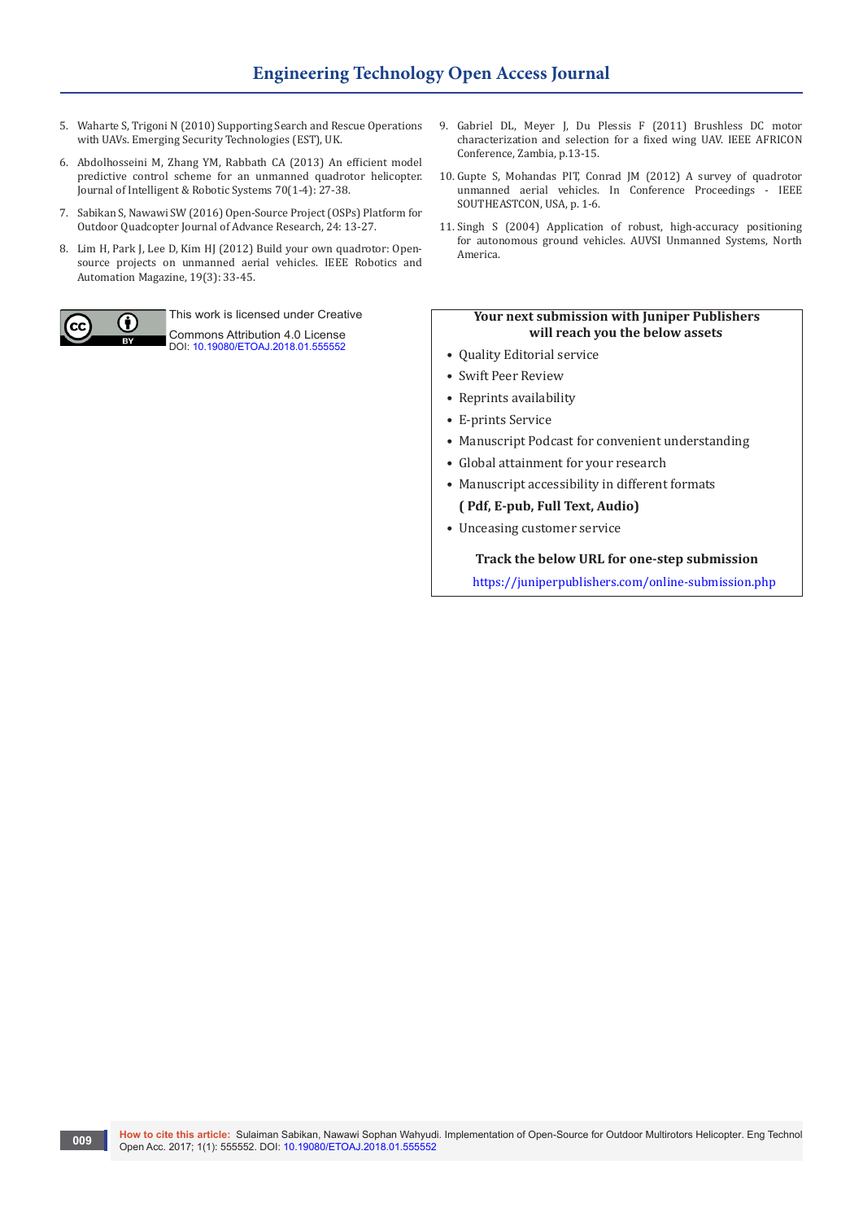5. Waharte S, Trigoni N (2010) Supporting Search and Rescue Operations with UAVs. Emerging Security Technologies (EST), UK.
6. Abdolhosseini M, Zhang YM, Rabbath CA (2013) An efficient model predictive control scheme for an unmanned quadrotor helicopter. Journal of Intelligent & Robotic Systems 70(1-4): 27-38.
7. Sabikan S, Nawawi SW (2016) Open-Source Project (OSPs) Platform for Outdoor Quadcopter Journal of Advance Research, 24: 13-27.
8. Lim H, Park J, Lee D, Kim HJ (2012) Build your own quadrotor: Open-source projects on unmanned aerial vehicles. IEEE Robotics and Automation Magazine, 19(3): 33-45.
9. Gabriel DL, Meyer J, Du Plessis F (2011) Brushless DC motor characterization and selection for a fixed wing UAV. IEEE AFRICON Conference, Zambia, p.13-15.
10. Gupte S, Mohandas PIT, Conrad JM (2012) A survey of quadrotor unmanned aerial vehicles. In Conference Proceedings - IEEE SOUTHEASTCON, USA, p. 1-6.
11. Singh S (2004) Application of robust, high-accuracy positioning for autonomous ground vehicles. AUVSI Unmanned Systems, North America.

This work is licensed under Creative Commons Attribution 4.0 License
DOI: 10.19080/ETOAJ.2018.01.555552

**Your next submission with Juniper Publishers will reach you the below assets**

- Quality Editorial service
- Swift Peer Review
- Reprints availability
- E-prints Service
- Manuscript Podcast for convenient understanding
- Global attainment for your research
- Manuscript accessibility in different formats

  **( Pdf, E-pub, Full Text, Audio)**
- Unceasing customer service

**Track the below URL for one-step submission**

https://juniperpublishers.com/online-submission.php

**How to cite this article:** Sulaiman Sabikan, Nawawi Sophan Wahyudi. Implementation of Open-Source for Outdoor Multirotors Helicopter. Eng Technol Open Acc. 2017; 1(1): 555552. DOI: 10.19080/ETOAJ.2018.01.555552